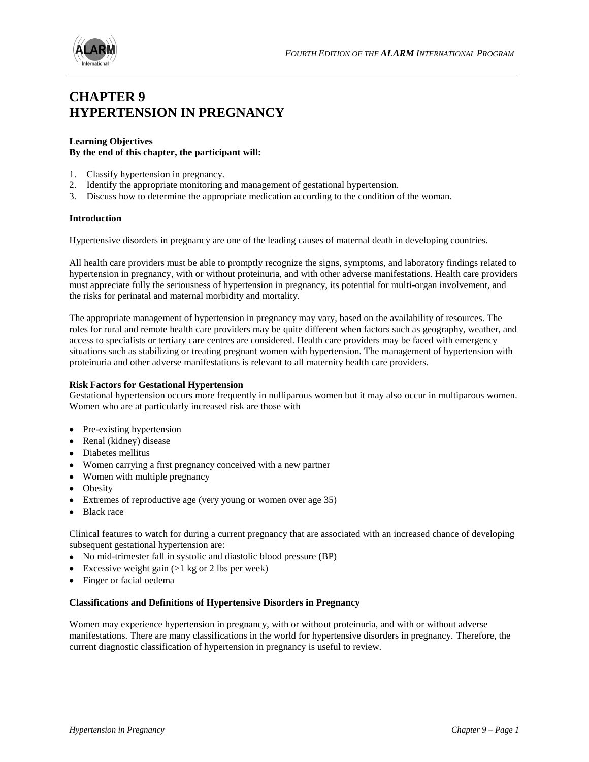# CHAPTER 9
# HYPERTENSION IN PREGNANCY

**Learning Objectives**
**By the end of this chapter, the participant will:**

1. Classify hypertension in pregnancy.
2. Identify the appropriate monitoring and management of gestational hypertension.
3. Discuss how to determine the appropriate medication according to the condition of the woman.

**Introduction**

Hypertensive disorders in pregnancy are one of the leading causes of maternal death in developing countries.

All health care providers must be able to promptly recognize the signs, symptoms, and laboratory findings related to hypertension in pregnancy, with or without proteinuria, and with other adverse manifestations. Health care providers must appreciate fully the seriousness of hypertension in pregnancy, its potential for multi-organ involvement, and the risks for perinatal and maternal morbidity and mortality.

The appropriate management of hypertension in pregnancy may vary, based on the availability of resources. The roles for rural and remote health care providers may be quite different when factors such as geography, weather, and access to specialists or tertiary care centres are considered. Health care providers may be faced with emergency situations such as stabilizing or treating pregnant women with hypertension. The management of hypertension with proteinuria and other adverse manifestations is relevant to all maternity health care providers.

**Risk Factors for Gestational Hypertension**
Gestational hypertension occurs more frequently in nulliparous women but it may also occur in multiparous women. Women who are at particularly increased risk are those with

- Pre-existing hypertension
- Renal (kidney) disease
- Diabetes mellitus
- Women carrying a first pregnancy conceived with a new partner
- Women with multiple pregnancy
- Obesity
- Extremes of reproductive age (very young or women over age 35)
- Black race

Clinical features to watch for during a current pregnancy that are associated with an increased chance of developing subsequent gestational hypertension are:

- No mid-trimester fall in systolic and diastolic blood pressure (BP)
- Excessive weight gain (>1 kg or 2 lbs per week)
- Finger or facial oedema

**Classifications and Definitions of Hypertensive Disorders in Pregnancy**

Women may experience hypertension in pregnancy, with or without proteinuria, and with or without adverse manifestations. There are many classifications in the world for hypertensive disorders in pregnancy. Therefore, the current diagnostic classification of hypertension in pregnancy is useful to review.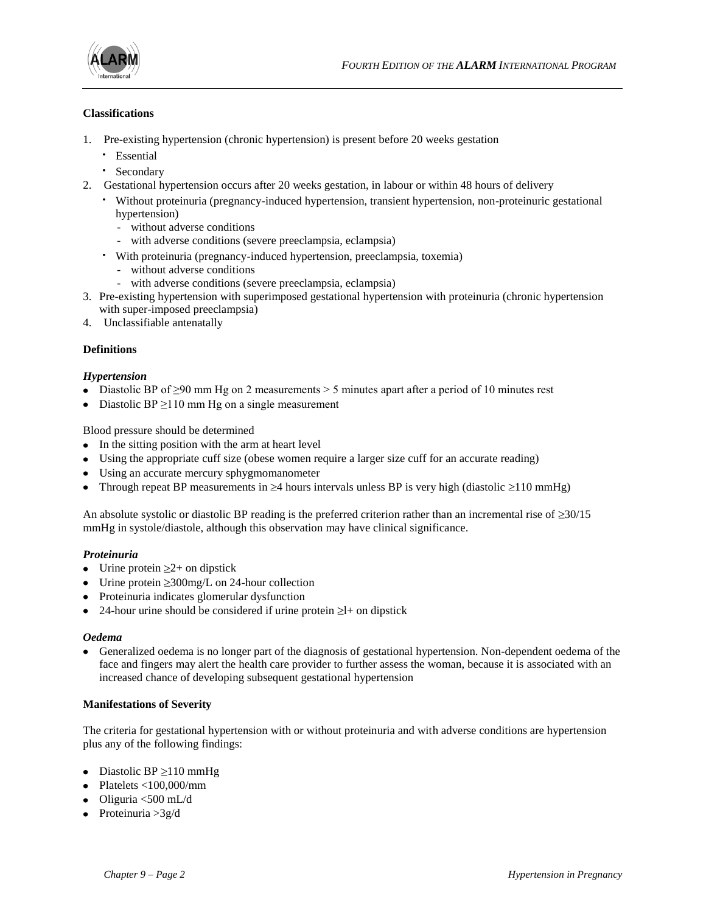**Classifications**

1. Pre-existing hypertension (chronic hypertension) is present before 20 weeks gestation
   - Essential
   - Secondary
2. Gestational hypertension occurs after 20 weeks gestation, in labour or within 48 hours of delivery
   - Without proteinuria (pregnancy-induced hypertension, transient hypertension, non-proteinuric gestational hypertension)
     - without adverse conditions
     - with adverse conditions (severe preeclampsia, eclampsia)
   - With proteinuria (pregnancy-induced hypertension, preeclampsia, toxemia)
     - without adverse conditions
     - with adverse conditions (severe preeclampsia, eclampsia)
3. Pre-existing hypertension with superimposed gestational hypertension with proteinuria (chronic hypertension with super-imposed preeclampsia)
4. Unclassifiable antenatally

**Definitions**

***Hypertension***

- Diastolic BP of ≥90 mm Hg on 2 measurements > 5 minutes apart after a period of 10 minutes rest
- Diastolic BP ≥110 mm Hg on a single measurement

Blood pressure should be determined

- In the sitting position with the arm at heart level
- Using the appropriate cuff size (obese women require a larger size cuff for an accurate reading)
- Using an accurate mercury sphygmomanometer
- Through repeat BP measurements in ≥4 hours intervals unless BP is very high (diastolic ≥110 mmHg)

An absolute systolic or diastolic BP reading is the preferred criterion rather than an incremental rise of ≥30/15 mmHg in systole/diastole, although this observation may have clinical significance.

***Proteinuria***

- Urine protein ≥2+ on dipstick
- Urine protein ≥300mg/L on 24-hour collection
- Proteinuria indicates glomerular dysfunction
- 24-hour urine should be considered if urine protein ≥l+ on dipstick

***Oedema***

- Generalized oedema is no longer part of the diagnosis of gestational hypertension. Non-dependent oedema of the face and fingers may alert the health care provider to further assess the woman, because it is associated with an increased chance of developing subsequent gestational hypertension

**Manifestations of Severity**

The criteria for gestational hypertension with or without proteinuria and with adverse conditions are hypertension plus any of the following findings:

- Diastolic BP ≥110 mmHg
- Platelets <100,000/mm
- Oliguria <500 mL/d
- Proteinuria >3g/d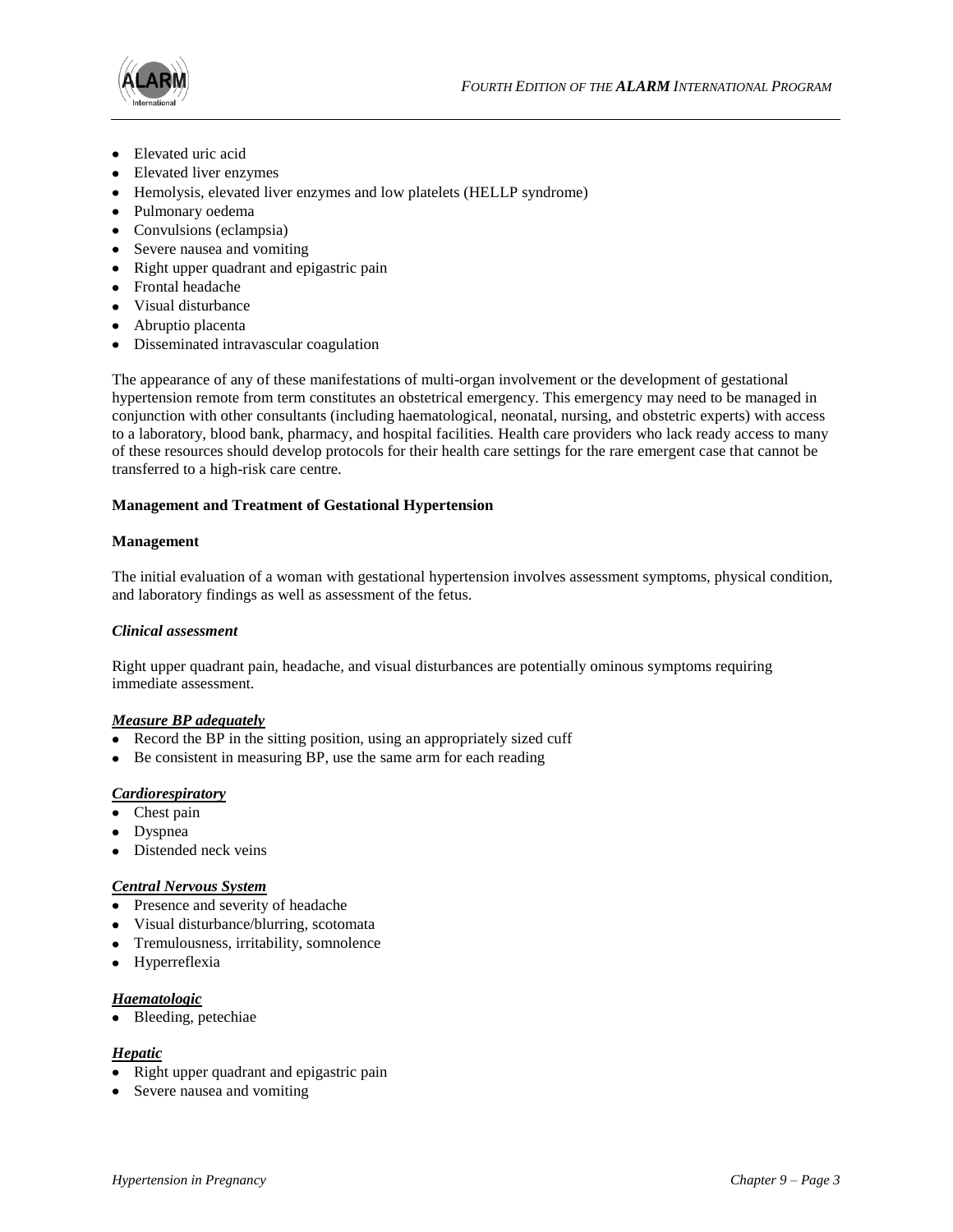- Elevated uric acid
- Elevated liver enzymes
- Hemolysis, elevated liver enzymes and low platelets (HELLP syndrome)
- Pulmonary oedema
- Convulsions (eclampsia)
- Severe nausea and vomiting
- Right upper quadrant and epigastric pain
- Frontal headache
- Visual disturbance
- Abruptio placenta
- Disseminated intravascular coagulation

The appearance of any of these manifestations of multi-organ involvement or the development of gestational hypertension remote from term constitutes an obstetrical emergency. This emergency may need to be managed in conjunction with other consultants (including haematological, neonatal, nursing, and obstetric experts) with access to a laboratory, blood bank, pharmacy, and hospital facilities. Health care providers who lack ready access to many of these resources should develop protocols for their health care settings for the rare emergent case that cannot be transferred to a high-risk care centre.

**Management and Treatment of Gestational Hypertension**

**Management**

The initial evaluation of a woman with gestational hypertension involves assessment symptoms, physical condition, and laboratory findings as well as assessment of the fetus.

***Clinical assessment***

Right upper quadrant pain, headache, and visual disturbances are potentially ominous symptoms requiring immediate assessment.

***<u>Measure BP adequately</u>***

- Record the BP in the sitting position, using an appropriately sized cuff
- Be consistent in measuring BP, use the same arm for each reading

***<u>Cardiorespiratory</u>***

- Chest pain
- Dyspnea
- Distended neck veins

***<u>Central Nervous System</u>***

- Presence and severity of headache
- Visual disturbance/blurring, scotomata
- Tremulousness, irritability, somnolence
- Hyperreflexia

***<u>Haematologic</u>***

- Bleeding, petechiae

***<u>Hepatic</u>***

- Right upper quadrant and epigastric pain
- Severe nausea and vomiting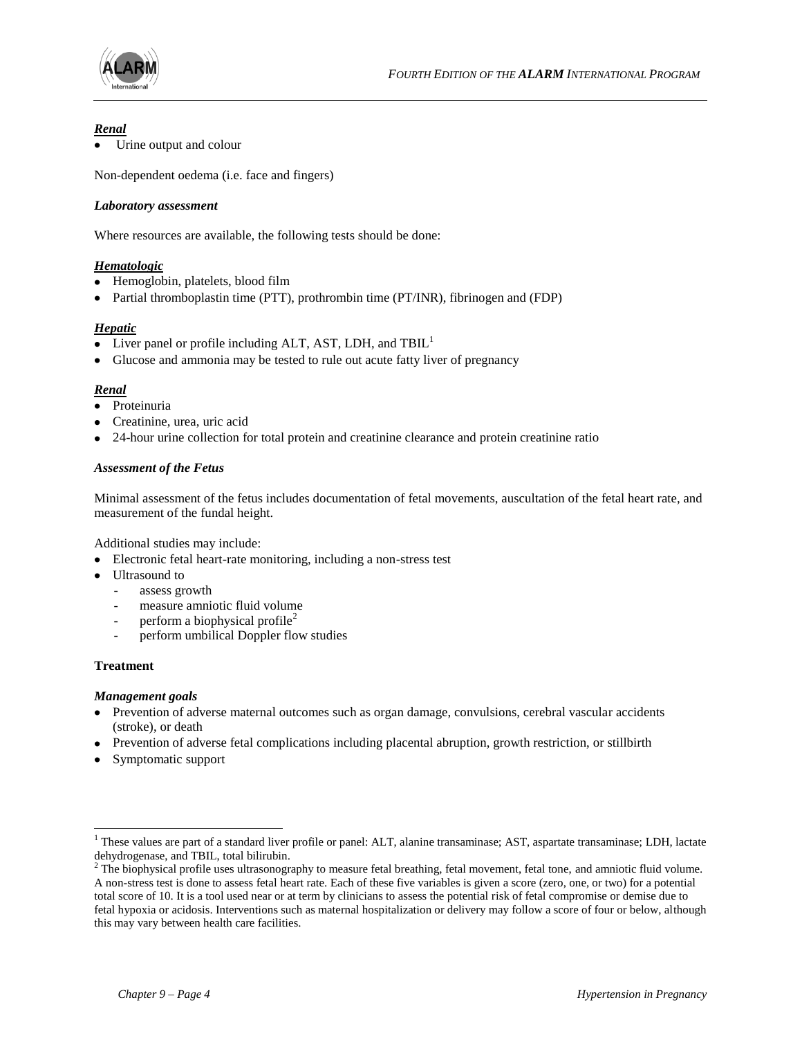***Renal***
- Urine output and colour

Non-dependent oedema (i.e. face and fingers)

***Laboratory assessment***

Where resources are available, the following tests should be done:

***Hematologic***
- Hemoglobin, platelets, blood film
- Partial thromboplastin time (PTT), prothrombin time (PT/INR), fibrinogen and (FDP)

***Hepatic***
- Liver panel or profile including ALT, AST, LDH, and TBIL[1]
- Glucose and ammonia may be tested to rule out acute fatty liver of pregnancy

***Renal***
- Proteinuria
- Creatinine, urea, uric acid
- 24-hour urine collection for total protein and creatinine clearance and protein creatinine ratio

***Assessment of the Fetus***

Minimal assessment of the fetus includes documentation of fetal movements, auscultation of the fetal heart rate, and measurement of the fundal height.

Additional studies may include:
- Electronic fetal heart-rate monitoring, including a non-stress test
- Ultrasound to
  - assess growth
  - measure amniotic fluid volume
  - perform a biophysical profile[2]
  - perform umbilical Doppler flow studies

**Treatment**

***Management goals***
- Prevention of adverse maternal outcomes such as organ damage, convulsions, cerebral vascular accidents (stroke), or death
- Prevention of adverse fetal complications including placental abruption, growth restriction, or stillbirth
- Symptomatic support

---

[1] These values are part of a standard liver profile or panel: ALT, alanine transaminase; AST, aspartate transaminase; LDH, lactate dehydrogenase, and TBIL, total bilirubin.

[2] The biophysical profile uses ultrasonography to measure fetal breathing, fetal movement, fetal tone, and amniotic fluid volume. A non-stress test is done to assess fetal heart rate. Each of these five variables is given a score (zero, one, or two) for a potential total score of 10. It is a tool used near or at term by clinicians to assess the potential risk of fetal compromise or demise due to fetal hypoxia or acidosis. Interventions such as maternal hospitalization or delivery may follow a score of four or below, although this may vary between health care facilities.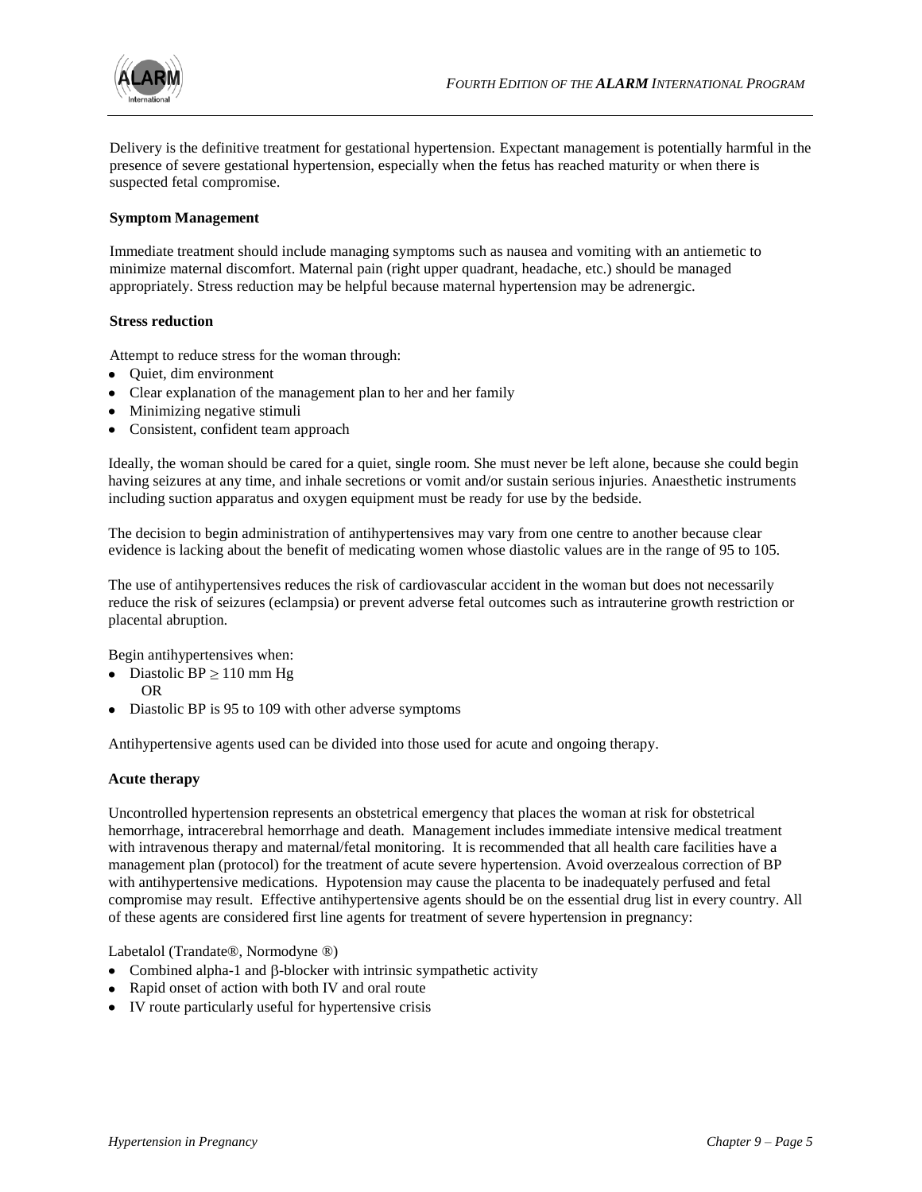Delivery is the definitive treatment for gestational hypertension. Expectant management is potentially harmful in the presence of severe gestational hypertension, especially when the fetus has reached maturity or when there is suspected fetal compromise.

### Symptom Management

Immediate treatment should include managing symptoms such as nausea and vomiting with an antiemetic to minimize maternal discomfort. Maternal pain (right upper quadrant, headache, etc.) should be managed appropriately. Stress reduction may be helpful because maternal hypertension may be adrenergic.

### Stress reduction

Attempt to reduce stress for the woman through:

- Quiet, dim environment
- Clear explanation of the management plan to her and her family
- Minimizing negative stimuli
- Consistent, confident team approach

Ideally, the woman should be cared for a quiet, single room. She must never be left alone, because she could begin having seizures at any time, and inhale secretions or vomit and/or sustain serious injuries. Anaesthetic instruments including suction apparatus and oxygen equipment must be ready for use by the bedside.

The decision to begin administration of antihypertensives may vary from one centre to another because clear evidence is lacking about the benefit of medicating women whose diastolic values are in the range of 95 to 105.

The use of antihypertensives reduces the risk of cardiovascular accident in the woman but does not necessarily reduce the risk of seizures (eclampsia) or prevent adverse fetal outcomes such as intrauterine growth restriction or placental abruption.

Begin antihypertensives when:

- Diastolic BP $\geq$ 110 mm Hg
  OR
- Diastolic BP is 95 to 109 with other adverse symptoms

Antihypertensive agents used can be divided into those used for acute and ongoing therapy.

### Acute therapy

Uncontrolled hypertension represents an obstetrical emergency that places the woman at risk for obstetrical hemorrhage, intracerebral hemorrhage and death. Management includes immediate intensive medical treatment with intravenous therapy and maternal/fetal monitoring. It is recommended that all health care facilities have a management plan (protocol) for the treatment of acute severe hypertension. Avoid overzealous correction of BP with antihypertensive medications. Hypotension may cause the placenta to be inadequately perfused and fetal compromise may result. Effective antihypertensive agents should be on the essential drug list in every country. All of these agents are considered first line agents for treatment of severe hypertension in pregnancy:

Labetalol (Trandate®, Normodyne ®)

- Combined alpha-1 and β-blocker with intrinsic sympathetic activity
- Rapid onset of action with both IV and oral route
- IV route particularly useful for hypertensive crisis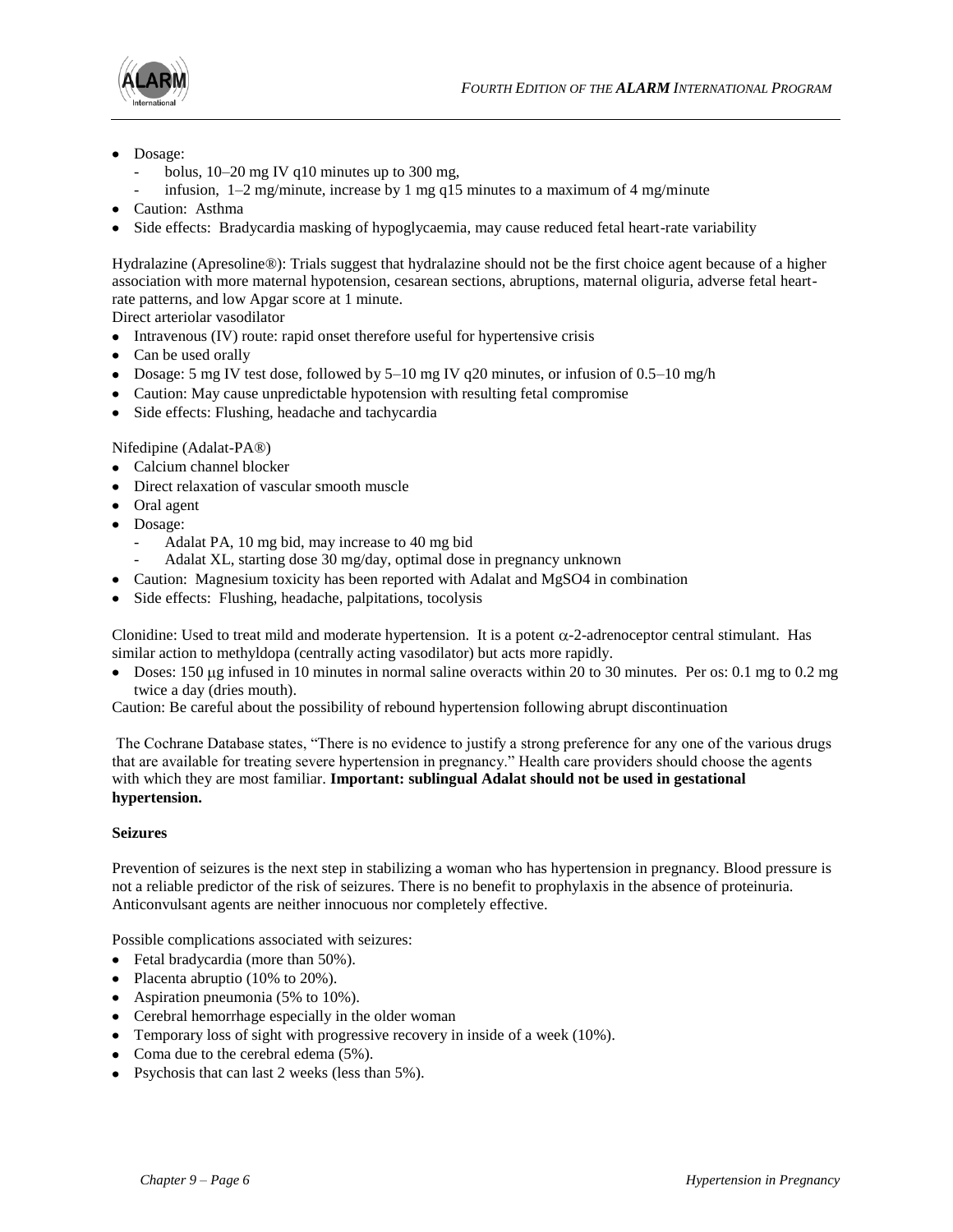- Dosage:
  - bolus, 10–20 mg IV q10 minutes up to 300 mg,
  - infusion, 1–2 mg/minute, increase by 1 mg q15 minutes to a maximum of 4 mg/minute
- Caution: Asthma
- Side effects: Bradycardia masking of hypoglycaemia, may cause reduced fetal heart-rate variability

Hydralazine (Apresoline®): Trials suggest that hydralazine should not be the first choice agent because of a higher association with more maternal hypotension, cesarean sections, abruptions, maternal oliguria, adverse fetal heart-rate patterns, and low Apgar score at 1 minute.

Direct arteriolar vasodilator

- Intravenous (IV) route: rapid onset therefore useful for hypertensive crisis
- Can be used orally
- Dosage: 5 mg IV test dose, followed by 5–10 mg IV q20 minutes, or infusion of 0.5–10 mg/h
- Caution: May cause unpredictable hypotension with resulting fetal compromise
- Side effects: Flushing, headache and tachycardia

Nifedipine (Adalat-PA®)

- Calcium channel blocker
- Direct relaxation of vascular smooth muscle
- Oral agent
- Dosage:
  - Adalat PA, 10 mg bid, may increase to 40 mg bid
  - Adalat XL, starting dose 30 mg/day, optimal dose in pregnancy unknown
- Caution: Magnesium toxicity has been reported with Adalat and $MgSO_4$ in combination
- Side effects: Flushing, headache, palpitations, tocolysis

Clonidine: Used to treat mild and moderate hypertension. It is a potent $\alpha$-2-adrenoceptor central stimulant. Has similar action to methyldopa (centrally acting vasodilator) but acts more rapidly.

- Doses: 150 μg infused in 10 minutes in normal saline overacts within 20 to 30 minutes. Per os: 0.1 mg to 0.2 mg twice a day (dries mouth).

Caution: Be careful about the possibility of rebound hypertension following abrupt discontinuation

The Cochrane Database states, "There is no evidence to justify a strong preference for any one of the various drugs that are available for treating severe hypertension in pregnancy." Health care providers should choose the agents with which they are most familiar. **Important: sublingual Adalat should not be used in gestational hypertension.**

**Seizures**

Prevention of seizures is the next step in stabilizing a woman who has hypertension in pregnancy. Blood pressure is not a reliable predictor of the risk of seizures. There is no benefit to prophylaxis in the absence of proteinuria. Anticonvulsant agents are neither innocuous nor completely effective.

Possible complications associated with seizures:

- Fetal bradycardia (more than 50%).
- Placenta abruptio (10% to 20%).
- Aspiration pneumonia (5% to 10%).
- Cerebral hemorrhage especially in the older woman
- Temporary loss of sight with progressive recovery in inside of a week (10%).
- Coma due to the cerebral edema (5%).
- Psychosis that can last 2 weeks (less than 5%).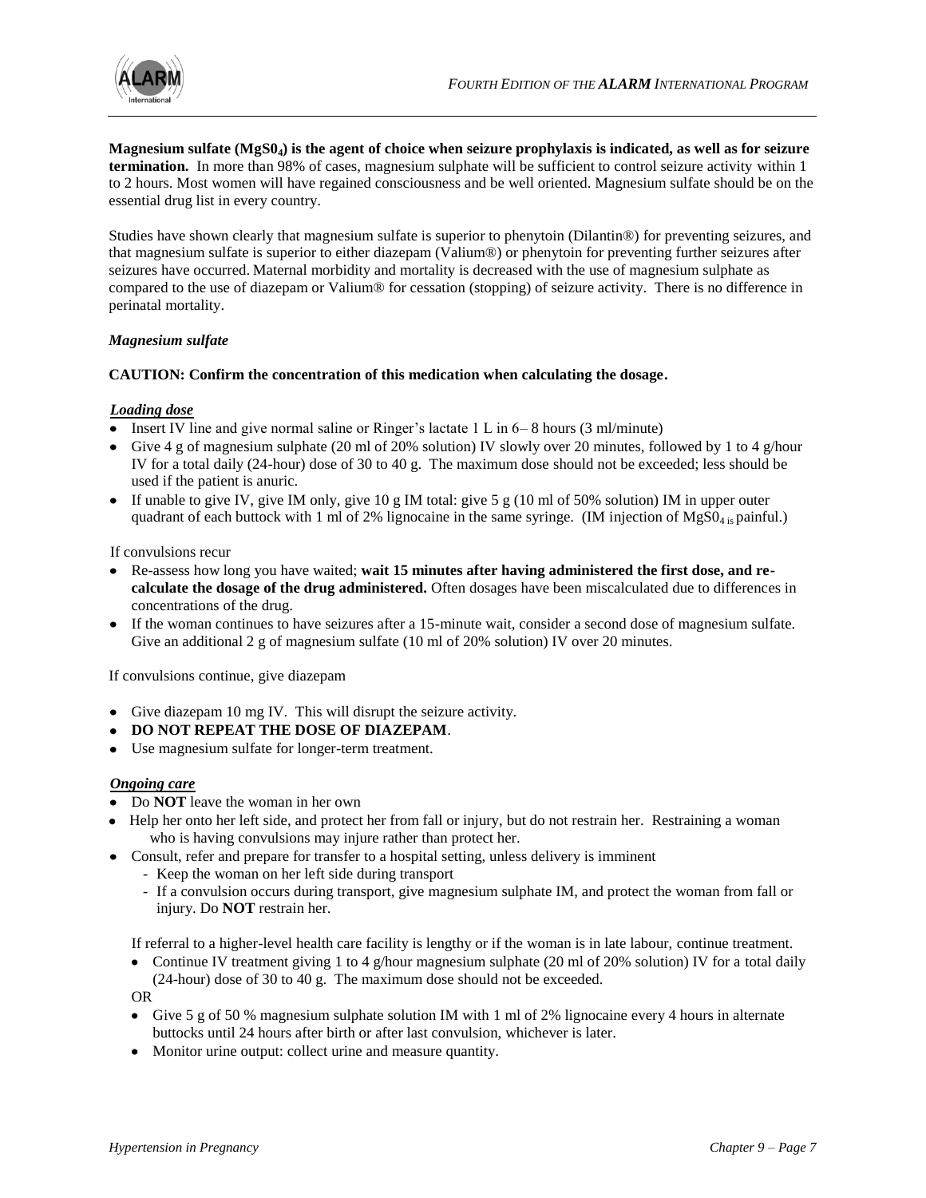**Magnesium sulfate ($MgS0_4$) is the agent of choice when seizure prophylaxis is indicated, as well as for seizure termination.** In more than 98% of cases, magnesium sulphate will be sufficient to control seizure activity within 1 to 2 hours. Most women will have regained consciousness and be well oriented. Magnesium sulfate should be on the essential drug list in every country.

Studies have shown clearly that magnesium sulfate is superior to phenytoin (Dilantin®) for preventing seizures, and that magnesium sulfate is superior to either diazepam (Valium®) or phenytoin for preventing further seizures after seizures have occurred. Maternal morbidity and mortality is decreased with the use of magnesium sulphate as compared to the use of diazepam or Valium® for cessation (stopping) of seizure activity. There is no difference in perinatal mortality.

***Magnesium sulfate***

**CAUTION: Confirm the concentration of this medication when calculating the dosage.**

***Loading dose***

- Insert IV line and give normal saline or Ringer's lactate 1 L in 6– 8 hours (3 ml/minute)
- Give 4 g of magnesium sulphate (20 ml of 20% solution) IV slowly over 20 minutes, followed by 1 to 4 g/hour IV for a total daily (24-hour) dose of 30 to 40 g. The maximum dose should not be exceeded; less should be used if the patient is anuric.
- If unable to give IV, give IM only, give 10 g IM total: give 5 g (10 ml of 50% solution) IM in upper outer quadrant of each buttock with 1 ml of 2% lignocaine in the same syringe. (IM injection of $MgS0_4$ is painful.)

If convulsions recur

- Re-assess how long you have waited; **wait 15 minutes after having administered the first dose, and re-calculate the dosage of the drug administered.** Often dosages have been miscalculated due to differences in concentrations of the drug.
- If the woman continues to have seizures after a 15-minute wait, consider a second dose of magnesium sulfate. Give an additional 2 g of magnesium sulfate (10 ml of 20% solution) IV over 20 minutes.

If convulsions continue, give diazepam

- Give diazepam 10 mg IV. This will disrupt the seizure activity.
- **DO NOT REPEAT THE DOSE OF DIAZEPAM**.
- Use magnesium sulfate for longer-term treatment.

***Ongoing care***

- Do **NOT** leave the woman in her own
- Help her onto her left side, and protect her from fall or injury, but do not restrain her. Restraining a woman who is having convulsions may injure rather than protect her.
- Consult, refer and prepare for transfer to a hospital setting, unless delivery is imminent
  - Keep the woman on her left side during transport
  - If a convulsion occurs during transport, give magnesium sulphate IM, and protect the woman from fall or injury. Do **NOT** restrain her.

If referral to a higher-level health care facility is lengthy or if the woman is in late labour, continue treatment.

- Continue IV treatment giving 1 to 4 g/hour magnesium sulphate (20 ml of 20% solution) IV for a total daily (24-hour) dose of 30 to 40 g. The maximum dose should not be exceeded.

OR

- Give 5 g of 50 % magnesium sulphate solution IM with 1 ml of 2% lignocaine every 4 hours in alternate buttocks until 24 hours after birth or after last convulsion, whichever is later.
- Monitor urine output: collect urine and measure quantity.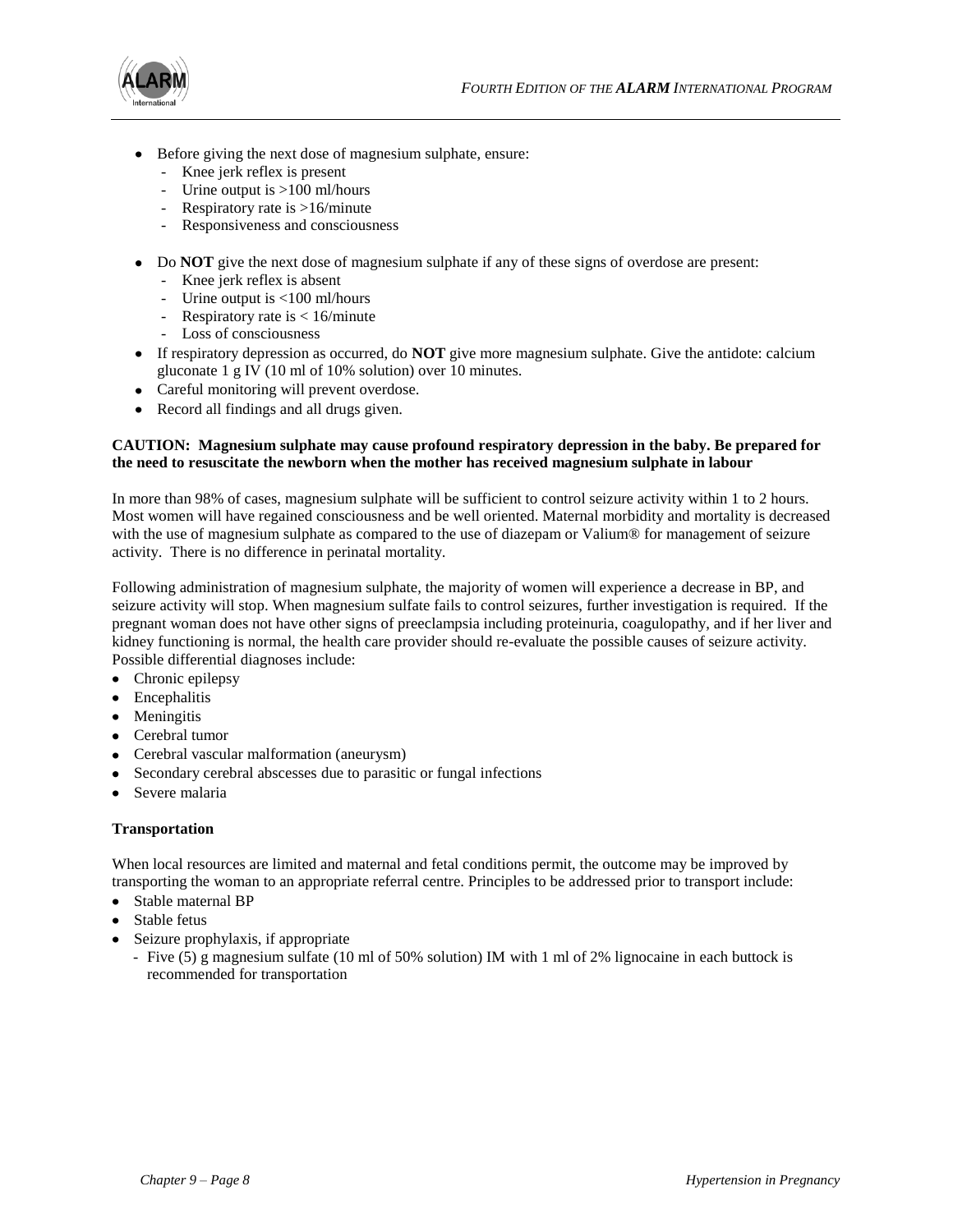- Before giving the next dose of magnesium sulphate, ensure:
  - Knee jerk reflex is present
  - Urine output is >100 ml/hours
  - Respiratory rate is >16/minute
  - Responsiveness and consciousness

- Do **NOT** give the next dose of magnesium sulphate if any of these signs of overdose are present:
  - Knee jerk reflex is absent
  - Urine output is <100 ml/hours
  - Respiratory rate is < 16/minute
  - Loss of consciousness
- If respiratory depression as occurred, do **NOT** give more magnesium sulphate. Give the antidote: calcium gluconate 1 g IV (10 ml of 10% solution) over 10 minutes.
- Careful monitoring will prevent overdose.
- Record all findings and all drugs given.

**CAUTION: Magnesium sulphate may cause profound respiratory depression in the baby. Be prepared for the need to resuscitate the newborn when the mother has received magnesium sulphate in labour**

In more than 98% of cases, magnesium sulphate will be sufficient to control seizure activity within 1 to 2 hours. Most women will have regained consciousness and be well oriented. Maternal morbidity and mortality is decreased with the use of magnesium sulphate as compared to the use of diazepam or Valium® for management of seizure activity. There is no difference in perinatal mortality.

Following administration of magnesium sulphate, the majority of women will experience a decrease in BP, and seizure activity will stop. When magnesium sulfate fails to control seizures, further investigation is required. If the pregnant woman does not have other signs of preeclampsia including proteinuria, coagulopathy, and if her liver and kidney functioning is normal, the health care provider should re-evaluate the possible causes of seizure activity. Possible differential diagnoses include:

- Chronic epilepsy
- Encephalitis
- Meningitis
- Cerebral tumor
- Cerebral vascular malformation (aneurysm)
- Secondary cerebral abscesses due to parasitic or fungal infections
- Severe malaria

**Transportation**

When local resources are limited and maternal and fetal conditions permit, the outcome may be improved by transporting the woman to an appropriate referral centre. Principles to be addressed prior to transport include:

- Stable maternal BP
- Stable fetus
- Seizure prophylaxis, if appropriate
  - Five (5) g magnesium sulfate (10 ml of 50% solution) IM with 1 ml of 2% lignocaine in each buttock is recommended for transportation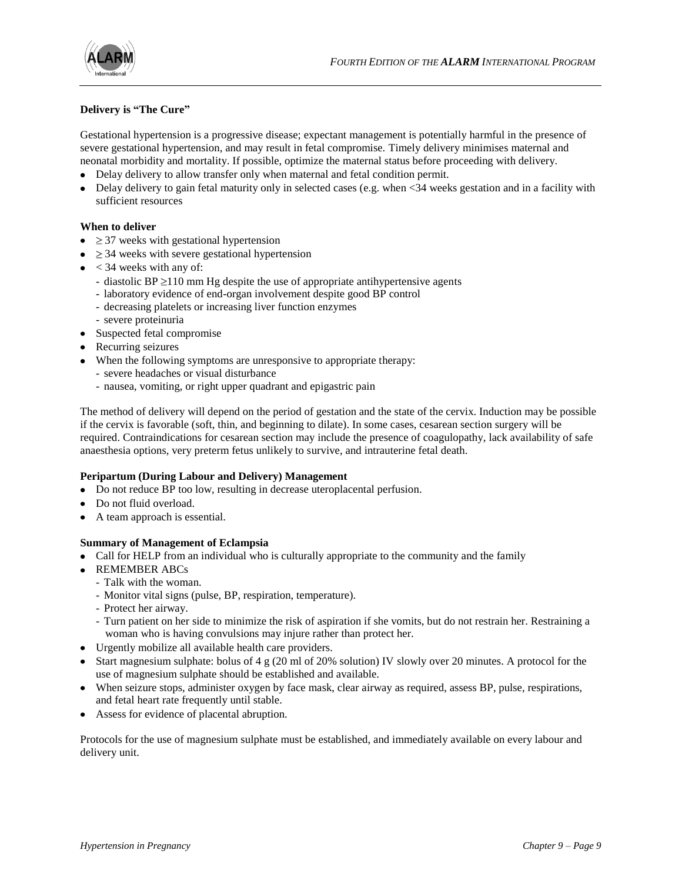**Delivery is "The Cure"**

Gestational hypertension is a progressive disease; expectant management is potentially harmful in the presence of severe gestational hypertension, and may result in fetal compromise. Timely delivery minimises maternal and neonatal morbidity and mortality. If possible, optimize the maternal status before proceeding with delivery.

- Delay delivery to allow transfer only when maternal and fetal condition permit.
- Delay delivery to gain fetal maturity only in selected cases (e.g. when <34 weeks gestation and in a facility with sufficient resources

**When to deliver**

- ≥ 37 weeks with gestational hypertension
- ≥ 34 weeks with severe gestational hypertension
- < 34 weeks with any of:
  - diastolic BP ≥110 mm Hg despite the use of appropriate antihypertensive agents
  - laboratory evidence of end-organ involvement despite good BP control
  - decreasing platelets or increasing liver function enzymes
  - severe proteinuria
- Suspected fetal compromise
- Recurring seizures
- When the following symptoms are unresponsive to appropriate therapy:
  - severe headaches or visual disturbance
  - nausea, vomiting, or right upper quadrant and epigastric pain

The method of delivery will depend on the period of gestation and the state of the cervix. Induction may be possible if the cervix is favorable (soft, thin, and beginning to dilate). In some cases, cesarean section surgery will be required. Contraindications for cesarean section may include the presence of coagulopathy, lack availability of safe anaesthesia options, very preterm fetus unlikely to survive, and intrauterine fetal death.

**Peripartum (During Labour and Delivery) Management**

- Do not reduce BP too low, resulting in decrease uteroplacental perfusion.
- Do not fluid overload.
- A team approach is essential.

**Summary of Management of Eclampsia**

- Call for HELP from an individual who is culturally appropriate to the community and the family
- REMEMBER ABCs
  - Talk with the woman.
  - Monitor vital signs (pulse, BP, respiration, temperature).
  - Protect her airway.
  - Turn patient on her side to minimize the risk of aspiration if she vomits, but do not restrain her. Restraining a woman who is having convulsions may injure rather than protect her.
- Urgently mobilize all available health care providers.
- Start magnesium sulphate: bolus of 4 g (20 ml of 20% solution) IV slowly over 20 minutes. A protocol for the use of magnesium sulphate should be established and available.
- When seizure stops, administer oxygen by face mask, clear airway as required, assess BP, pulse, respirations, and fetal heart rate frequently until stable.
- Assess for evidence of placental abruption.

Protocols for the use of magnesium sulphate must be established, and immediately available on every labour and delivery unit.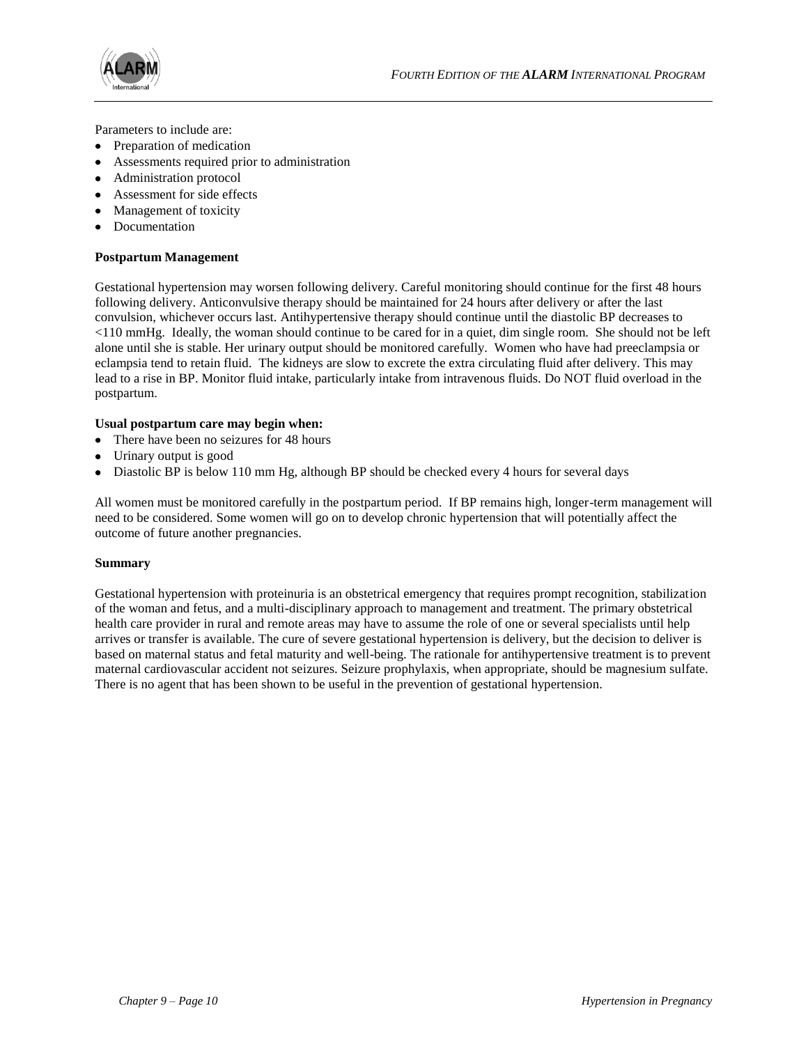Parameters to include are:

- Preparation of medication
- Assessments required prior to administration
- Administration protocol
- Assessment for side effects
- Management of toxicity
- Documentation

**Postpartum Management**

Gestational hypertension may worsen following delivery. Careful monitoring should continue for the first 48 hours following delivery. Anticonvulsive therapy should be maintained for 24 hours after delivery or after the last convulsion, whichever occurs last. Antihypertensive therapy should continue until the diastolic BP decreases to <110 mmHg. Ideally, the woman should continue to be cared for in a quiet, dim single room. She should not be left alone until she is stable. Her urinary output should be monitored carefully. Women who have had preeclampsia or eclampsia tend to retain fluid. The kidneys are slow to excrete the extra circulating fluid after delivery. This may lead to a rise in BP. Monitor fluid intake, particularly intake from intravenous fluids. Do NOT fluid overload in the postpartum.

**Usual postpartum care may begin when:**

- There have been no seizures for 48 hours
- Urinary output is good
- Diastolic BP is below 110 mm Hg, although BP should be checked every 4 hours for several days

All women must be monitored carefully in the postpartum period. If BP remains high, longer-term management will need to be considered. Some women will go on to develop chronic hypertension that will potentially affect the outcome of future another pregnancies.

**Summary**

Gestational hypertension with proteinuria is an obstetrical emergency that requires prompt recognition, stabilization of the woman and fetus, and a multi-disciplinary approach to management and treatment. The primary obstetrical health care provider in rural and remote areas may have to assume the role of one or several specialists until help arrives or transfer is available. The cure of severe gestational hypertension is delivery, but the decision to deliver is based on maternal status and fetal maturity and well-being. The rationale for antihypertensive treatment is to prevent maternal cardiovascular accident not seizures. Seizure prophylaxis, when appropriate, should be magnesium sulfate. There is no agent that has been shown to be useful in the prevention of gestational hypertension.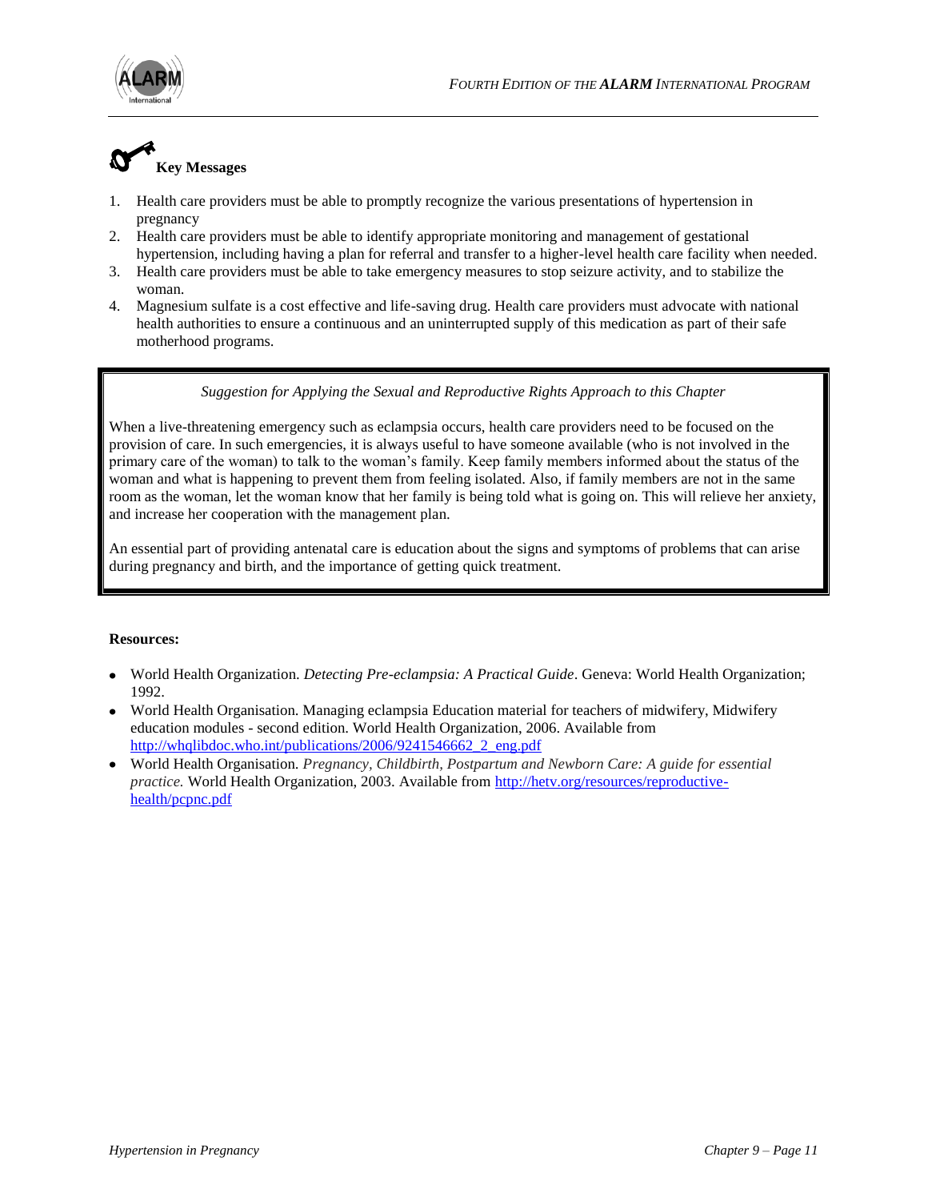## Key Messages

1. Health care providers must be able to promptly recognize the various presentations of hypertension in pregnancy
2. Health care providers must be able to identify appropriate monitoring and management of gestational hypertension, including having a plan for referral and transfer to a higher-level health care facility when needed.
3. Health care providers must be able to take emergency measures to stop seizure activity, and to stabilize the woman.
4. Magnesium sulfate is a cost effective and life-saving drug. Health care providers must advocate with national health authorities to ensure a continuous and an uninterrupted supply of this medication as part of their safe motherhood programs.

> *Suggestion for Applying the Sexual and Reproductive Rights Approach to this Chapter*
>
> When a live-threatening emergency such as eclampsia occurs, health care providers need to be focused on the provision of care. In such emergencies, it is always useful to have someone available (who is not involved in the primary care of the woman) to talk to the woman's family. Keep family members informed about the status of the woman and what is happening to prevent them from feeling isolated. Also, if family members are not in the same room as the woman, let the woman know that her family is being told what is going on. This will relieve her anxiety, and increase her cooperation with the management plan.
>
> An essential part of providing antenatal care is education about the signs and symptoms of problems that can arise during pregnancy and birth, and the importance of getting quick treatment.

**Resources:**

- World Health Organization. *Detecting Pre-eclampsia: A Practical Guide*. Geneva: World Health Organization; 1992.
- World Health Organisation. Managing eclampsia Education material for teachers of midwifery, Midwifery education modules - second edition. World Health Organization, 2006. Available from http://whqlibdoc.who.int/publications/2006/9241546662_2_eng.pdf
- World Health Organisation. *Pregnancy, Childbirth, Postpartum and Newborn Care: A guide for essential practice.* World Health Organization, 2003. Available from http://hetv.org/resources/reproductive-health/pcpnc.pdf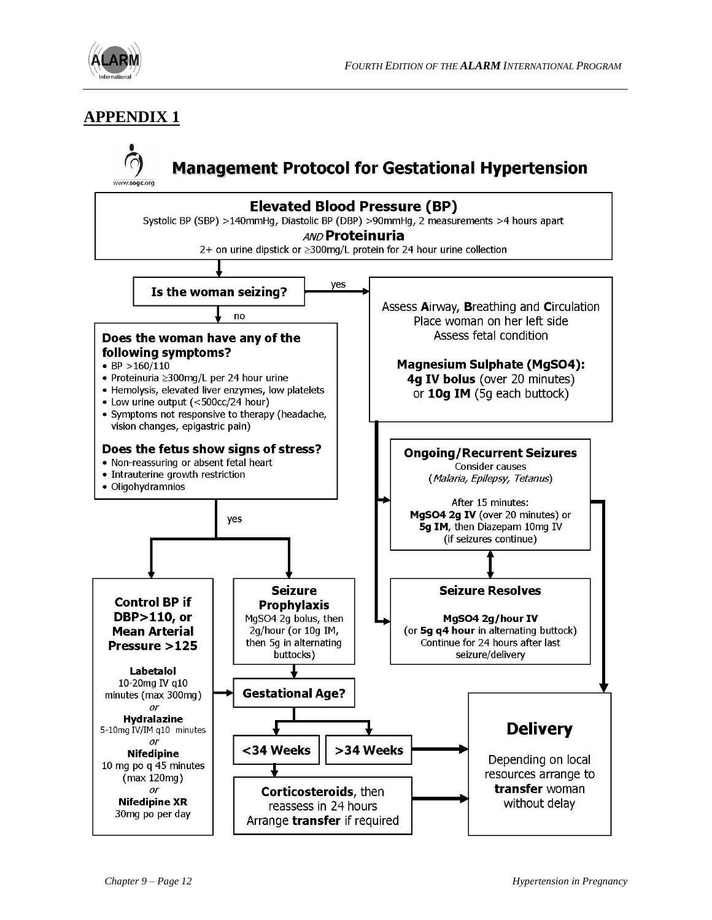## APPENDIX 1

### Management Protocol for Gestational Hypertension

www.sogc.org

**Elevated Blood Pressure (BP)**

Systolic BP (SBP) >140mmHg, Diastolic BP (DBP) >90mmHg, 2 measurements >4 hours apart

*AND* **Proteinuria**

2+ on urine dipstick or ≥300mg/L protein for 24 hour urine collection

**Is the woman seizing?**

yes →

Assess **A**irway, **B**reathing and **C**irculation
Place woman on her left side
Assess fetal condition

**Magnesium Sulphate (MgSO4):**
**4g IV bolus** (over 20 minutes)
or **10g IM** (5g each buttock)

**Ongoing/Recurrent Seizures**
Consider causes
(*Malaria, Epilepsy, Tetanus*)

After 15 minutes:
**MgSO4 2g IV** (over 20 minutes) or **5g IM**, then Diazepam 10mg IV (if seizures continue)

**Seizure Resolves**

**MgSO4 2g/hour IV**
(or **5g q4 hour** in alternating buttock)
Continue for 24 hours after last seizure/delivery

no →

**Does the woman have any of the following symptoms?**

- BP >160/110
- Proteinuria ≥300mg/L per 24 hour urine
- Hemolysis, elevated liver enzymes, low platelets
- Low urine output (<500cc/24 hour)
- Symptoms not responsive to therapy (headache, vision changes, epigastric pain)

**Does the fetus show signs of stress?**

- Non-reassuring or absent fetal heart
- Intrauterine growth restriction
- Oligohydramnios

yes →

**Control BP if DBP>110, or Mean Arterial Pressure >125**

**Labetalol**
10-20mg IV q10 minutes (max 300mg)
*or*
**Hydralazine**
5-10mg IV/IM q10 minutes
*or*
**Nifedipine**
10 mg po q 45 minutes (max 120mg)
*or*
**Nifedipine XR**
30mg po per day

**Seizure Prophylaxis**
MgSO4 2g bolus, then 2g/hour (or 10g IM, then 5g in alternating buttocks)

**Gestational Age?**

**<34 Weeks** → **Corticosteroids**, then reassess in 24 hours
Arrange **transfer** if required

**>34 Weeks**

**Delivery**

Depending on local resources arrange to **transfer** woman without delay